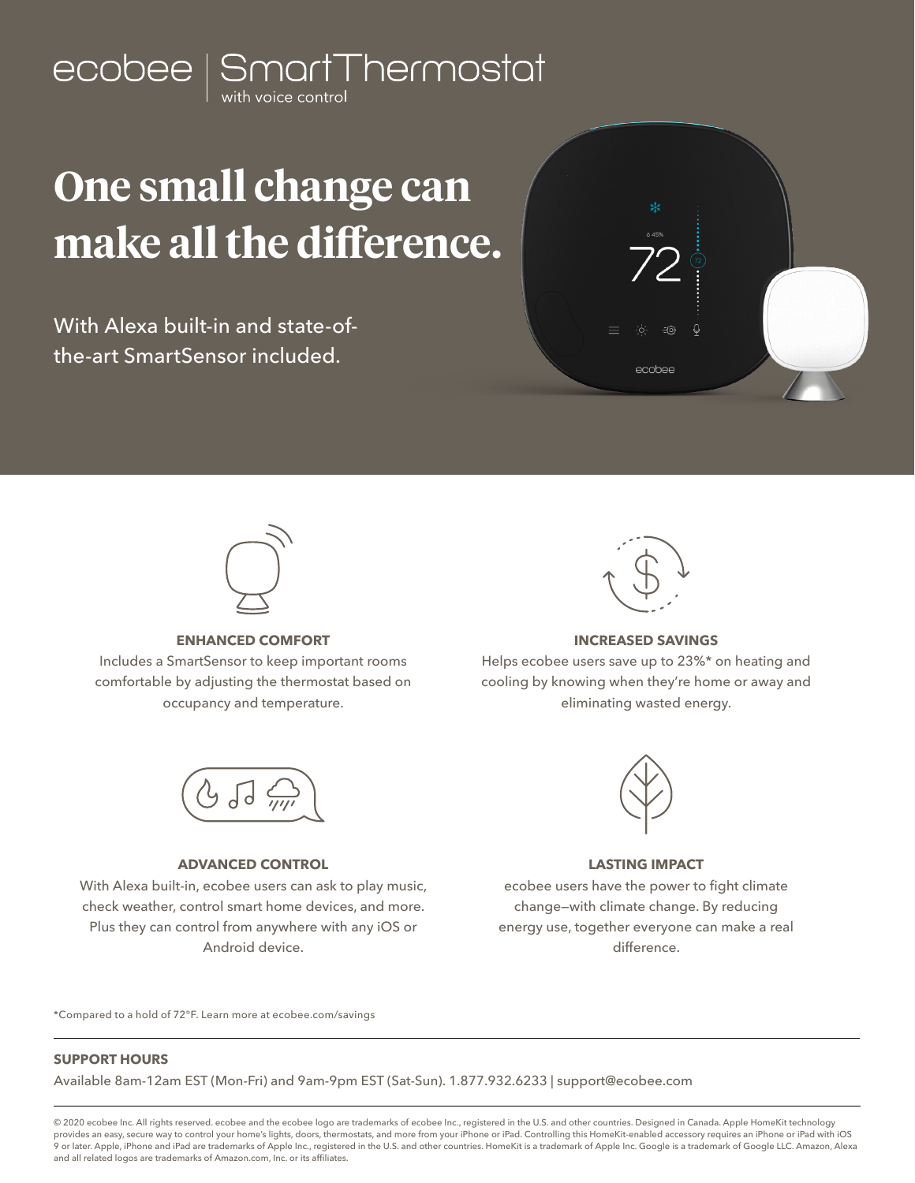ecobee | SmartThermostat
with voice control

# One small change can make all the difference.

With Alexa built-in and state-of-the-art SmartSensor included.

**ENHANCED COMFORT**

Includes a SmartSensor to keep important rooms comfortable by adjusting the thermostat based on occupancy and temperature.

**INCREASED SAVINGS**

Helps ecobee users save up to 23%* on heating and cooling by knowing when they're home or away and eliminating wasted energy.

**ADVANCED CONTROL**

With Alexa built-in, ecobee users can ask to play music, check weather, control smart home devices, and more. Plus they can control from anywhere with any iOS or Android device.

**LASTING IMPACT**

ecobee users have the power to fight climate change—with climate change. By reducing energy use, together everyone can make a real difference.

*Compared to a hold of 72°F. Learn more at ecobee.com/savings

**SUPPORT HOURS**

Available 8am-12am EST (Mon-Fri) and 9am-9pm EST (Sat-Sun). 1.877.932.6233 | support@ecobee.com

© 2020 ecobee Inc. All rights reserved. ecobee and the ecobee logo are trademarks of ecobee Inc., registered in the U.S. and other countries. Designed in Canada. Apple HomeKit technology provides an easy, secure way to control your home's lights, doors, thermostats, and more from your iPhone or iPad. Controlling this HomeKit-enabled accessory requires an iPhone or iPad with iOS 9 or later. Apple, iPhone and iPad are trademarks of Apple Inc., registered in the U.S. and other countries. HomeKit is a trademark of Apple Inc. Google is a trademark of Google LLC. Amazon, Alexa and all related logos are trademarks of Amazon.com, Inc. or its affiliates.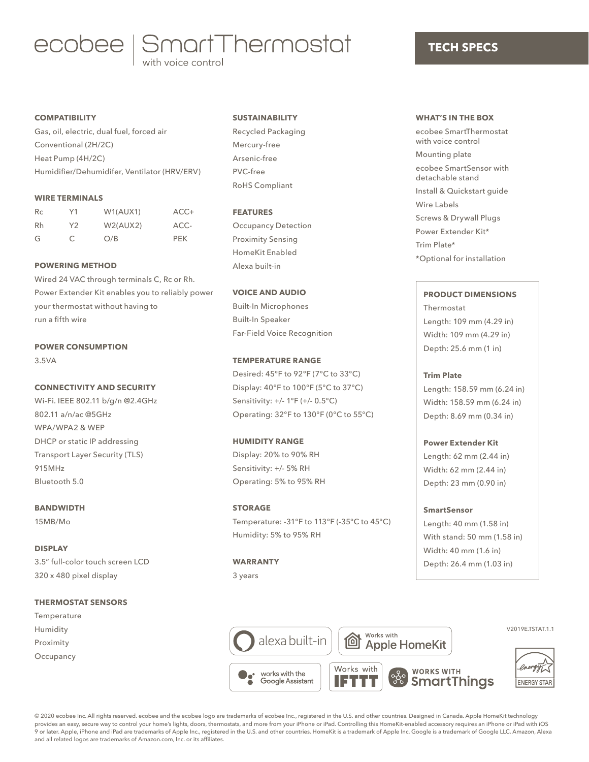# ecobee | SmartThermostat with voice control

## TECH SPECS

### COMPATIBILITY

Gas, oil, electric, dual fuel, forced air
Conventional (2H/2C)
Heat Pump (4H/2C)
Humidifier/Dehumidifer, Ventilator (HRV/ERV)

### WIRE TERMINALS

| | | | |
|---|---|---|---|
| Rc | Y1 | W1(AUX1) | ACC+ |
| Rh | Y2 | W2(AUX2) | ACC- |
| G | C | O/B | PEK |

### POWERING METHOD

Wired 24 VAC through terminals C, Rc or Rh.
Power Extender Kit enables you to reliably power your thermostat without having to run a fifth wire

### POWER CONSUMPTION

3.5VA

### CONNECTIVITY AND SECURITY

Wi-Fi. IEEE 802.11 b/g/n @2.4GHz
802.11 a/n/ac @5GHz
WPA/WPA2 & WEP
DHCP or static IP addressing
Transport Layer Security (TLS)
915MHz
Bluetooth 5.0

### BANDWIDTH

15MB/Mo

### DISPLAY

3.5" full-color touch screen LCD
320 x 480 pixel display

### THERMOSTAT SENSORS

Temperature
Humidity
Proximity
Occupancy

### SUSTAINABILITY

Recycled Packaging
Mercury-free
Arsenic-free
PVC-free
RoHS Compliant

### FEATURES

Occupancy Detection
Proximity Sensing
HomeKit Enabled
Alexa built-in

### VOICE AND AUDIO

Built-In Microphones
Built-In Speaker
Far-Field Voice Recognition

### TEMPERATURE RANGE

Desired: 45°F to 92°F (7°C to 33°C)
Display: 40°F to 100°F (5°C to 37°C)
Sensitivity: +/- 1°F (+/- 0.5°C)
Operating: 32°F to 130°F (0°C to 55°C)

### HUMIDITY RANGE

Display: 20% to 90% RH
Sensitivity: +/- 5% RH
Operating: 5% to 95% RH

### STORAGE

Temperature: -31°F to 113°F (-35°C to 45°C)
Humidity: 5% to 95% RH

### WARRANTY

3 years

### WHAT'S IN THE BOX

ecobee SmartThermostat with voice control
Mounting plate
ecobee SmartSensor with detachable stand
Install & Quickstart guide
Wire Labels
Screws & Drywall Plugs
Power Extender Kit*
Trim Plate*
*Optional for installation

### PRODUCT DIMENSIONS

Thermostat
Length: 109 mm (4.29 in)
Width: 109 mm (4.29 in)
Depth: 25.6 mm (1 in)

**Trim Plate**
Length: 158.59 mm (6.24 in)
Width: 158.59 mm (6.24 in)
Depth: 8.69 mm (0.34 in)

**Power Extender Kit**
Length: 62 mm (2.44 in)
Width: 62 mm (2.44 in)
Depth: 23 mm (0.90 in)

**SmartSensor**
Length: 40 mm (1.58 in)
With stand: 50 mm (1.58 in)
Width: 40 mm (1.6 in)
Depth: 26.4 mm (1.03 in)

alexa built-in
Works with Apple HomeKit
works with the Google Assistant
Works with IFTTT
WORKS WITH SmartThings
ENERGY STAR

V2019E.TSTAT.1.1

© 2020 ecobee Inc. All rights reserved. ecobee and the ecobee logo are trademarks of ecobee Inc., registered in the U.S. and other countries. Designed in Canada. Apple HomeKit technology provides an easy, secure way to control your home's lights, doors, thermostats, and more from your iPhone or iPad. Controlling this HomeKit-enabled accessory requires an iPhone or iPad with iOS 9 or later. Apple, iPhone and iPad are trademarks of Apple Inc., registered in the U.S. and other countries. HomeKit is a trademark of Apple Inc. Google is a trademark of Google LLC. Amazon, Alexa and all related logos are trademarks of Amazon.com, Inc. or its affiliates.